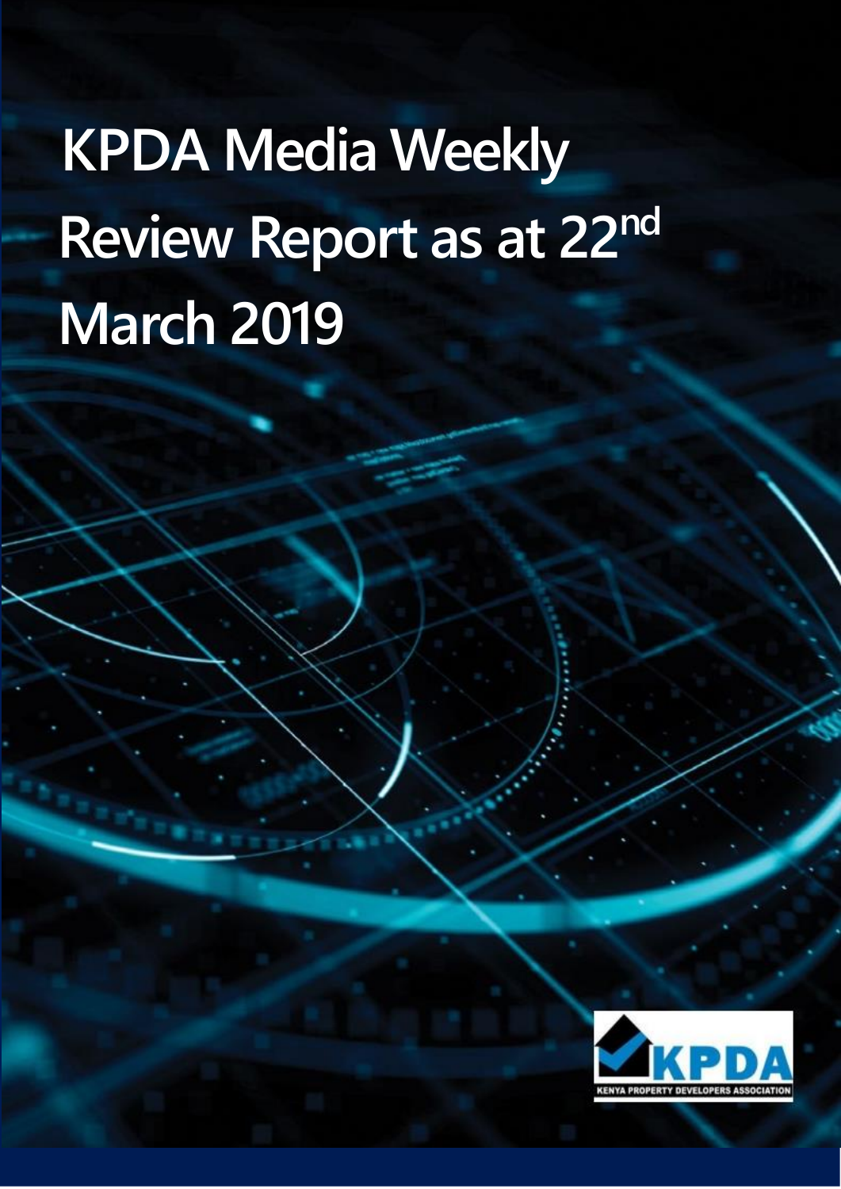# KPDA Media Weekly Review Report as at 22nd March 2019

KPDA

KENYA PROPERTY DEVELOPERS ASSOCIATION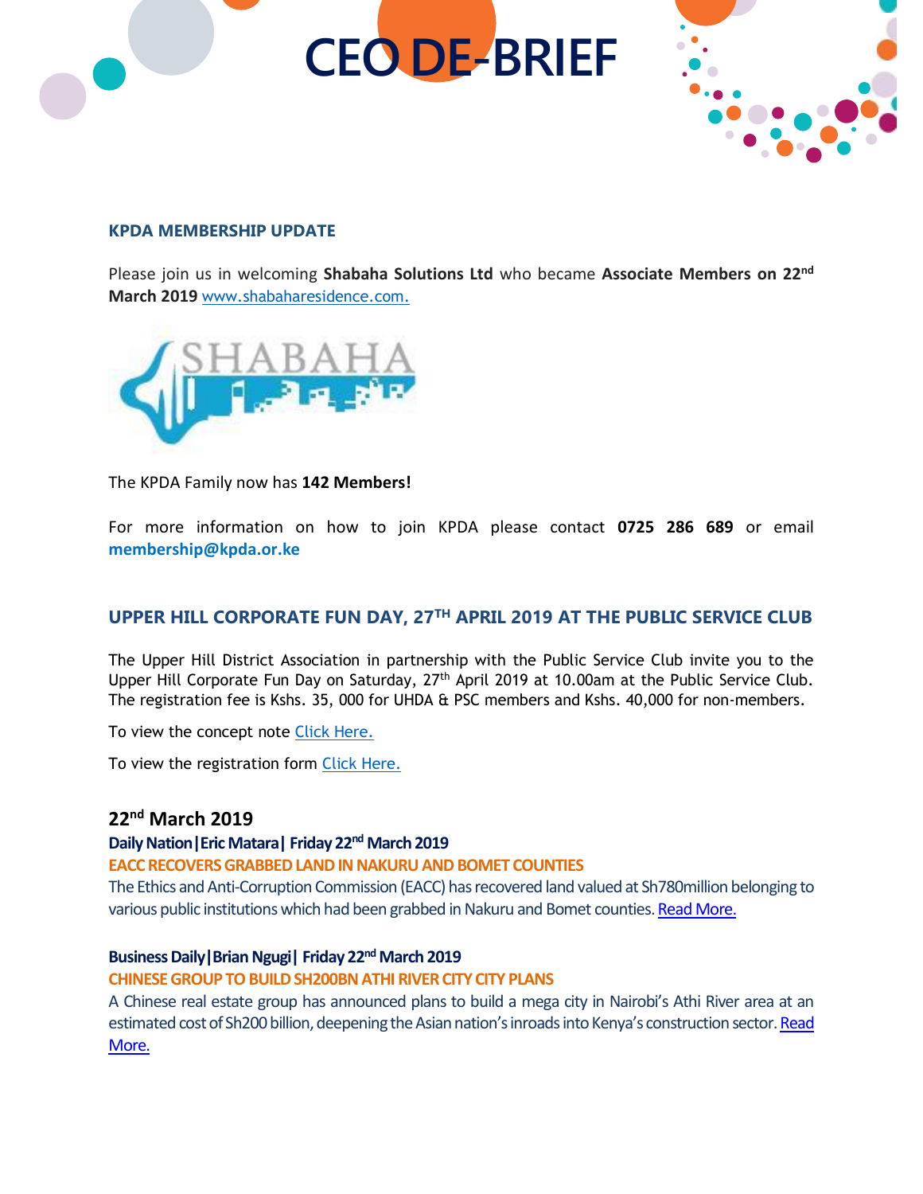# CEO DE-BRIEF

### KPDA MEMBERSHIP UPDATE

Please join us in welcoming **Shabaha Solutions Ltd** who became **Associate Members on 22nd March 2019** www.shabaharesidence.com.

The KPDA Family now has **142 Members!**

For more information on how to join KPDA please contact **0725 286 689** or email **membership@kpda.or.ke**

### UPPER HILL CORPORATE FUN DAY, 27TH APRIL 2019 AT THE PUBLIC SERVICE CLUB

The Upper Hill District Association in partnership with the Public Service Club invite you to the Upper Hill Corporate Fun Day on Saturday, 27th April 2019 at 10.00am at the Public Service Club. The registration fee is Kshs. 35, 000 for UHDA & PSC members and Kshs. 40,000 for non-members.

To view the concept note Click Here.

To view the registration form Click Here.

## 22nd March 2019

**Daily Nation|Eric Matara| Friday 22nd March 2019**

**EACC RECOVERS GRABBED LAND IN NAKURU AND BOMET COUNTIES**

The Ethics and Anti-Corruption Commission (EACC) has recovered land valued at Sh780million belonging to various public institutions which had been grabbed in Nakuru and Bomet counties. Read More.

**Business Daily|Brian Ngugi| Friday 22nd March 2019**

**CHINESE GROUP TO BUILD SH200BN ATHI RIVER CITY CITY PLANS**

A Chinese real estate group has announced plans to build a mega city in Nairobi's Athi River area at an estimated cost of Sh200 billion, deepening the Asian nation's inroads into Kenya's construction sector. Read More.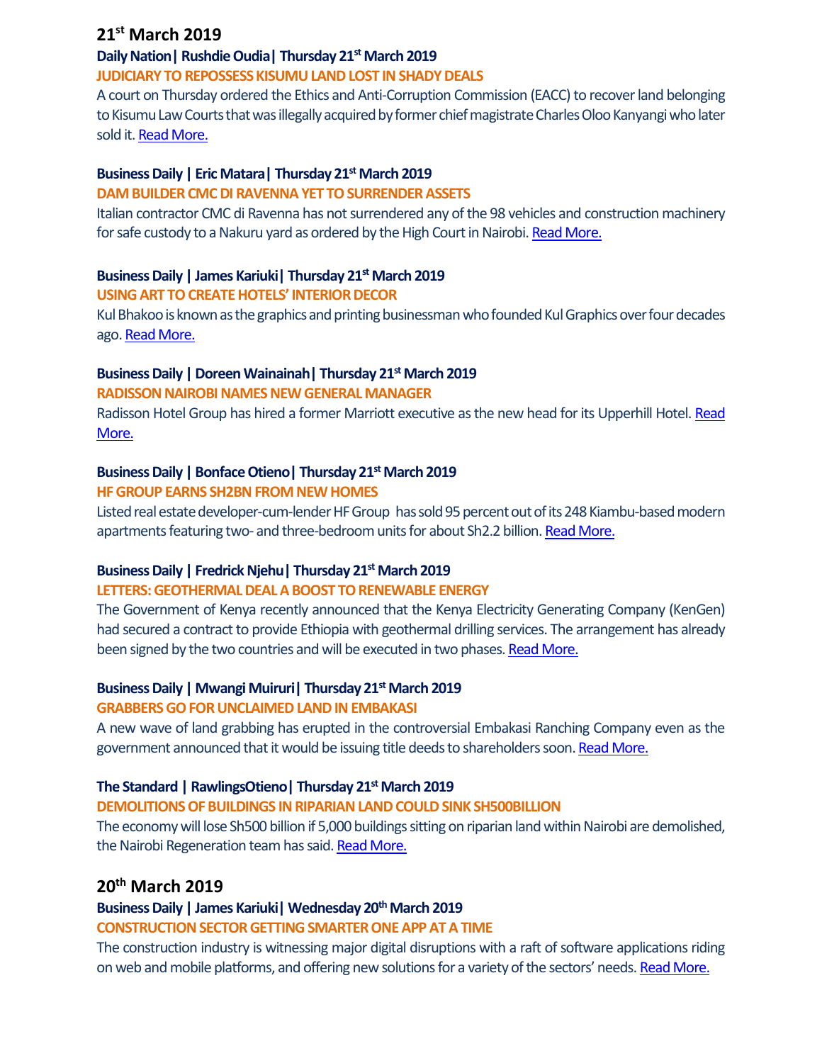## 21st March 2019

**Daily Nation| Rushdie Oudia| Thursday 21st March 2019**

**JUDICIARY TO REPOSSESS KISUMU LAND LOST IN SHADY DEALS**

A court on Thursday ordered the Ethics and Anti-Corruption Commission (EACC) to recover land belonging to Kisumu Law Courts that was illegally acquired by former chief magistrate Charles Oloo Kanyangi who later sold it. Read More.

**Business Daily | Eric Matara| Thursday 21st March 2019**

**DAM BUILDER CMC DI RAVENNA YET TO SURRENDER ASSETS**

Italian contractor CMC di Ravenna has not surrendered any of the 98 vehicles and construction machinery for safe custody to a Nakuru yard as ordered by the High Court in Nairobi. Read More.

**Business Daily | James Kariuki| Thursday 21st March 2019**

**USING ART TO CREATE HOTELS' INTERIOR DECOR**

Kul Bhakoo is known as the graphics and printing businessman who founded Kul Graphics over four decades ago. Read More.

**Business Daily | Doreen Wainainah| Thursday 21st March 2019**

**RADISSON NAIROBI NAMES NEW GENERAL MANAGER**

Radisson Hotel Group has hired a former Marriott executive as the new head for its Upperhill Hotel. Read More.

**Business Daily | Bonface Otieno| Thursday 21st March 2019**

**HF GROUP EARNS SH2BN FROM NEW HOMES**

Listed real estate developer-cum-lender HF Group has sold 95 percent out of its 248 Kiambu-based modern apartments featuring two- and three-bedroom units for about Sh2.2 billion. Read More.

**Business Daily | Fredrick Njehu| Thursday 21st March 2019**

**LETTERS: GEOTHERMAL DEAL A BOOST TO RENEWABLE ENERGY**

The Government of Kenya recently announced that the Kenya Electricity Generating Company (KenGen) had secured a contract to provide Ethiopia with geothermal drilling services. The arrangement has already been signed by the two countries and will be executed in two phases. Read More.

**Business Daily | Mwangi Muiruri| Thursday 21st March 2019**

**GRABBERS GO FOR UNCLAIMED LAND IN EMBAKASI**

A new wave of land grabbing has erupted in the controversial Embakasi Ranching Company even as the government announced that it would be issuing title deeds to shareholders soon. Read More.

**The Standard | RawlingsOtieno| Thursday 21st March 2019**

**DEMOLITIONS OF BUILDINGS IN RIPARIAN LAND COULD SINK SH500BILLION**

The economy will lose Sh500 billion if 5,000 buildings sitting on riparian land within Nairobi are demolished, the Nairobi Regeneration team has said. Read More.

## 20th March 2019

**Business Daily | James Kariuki| Wednesday 20th March 2019**

**CONSTRUCTION SECTOR GETTING SMARTER ONE APP AT A TIME**

The construction industry is witnessing major digital disruptions with a raft of software applications riding on web and mobile platforms, and offering new solutions for a variety of the sectors' needs. Read More.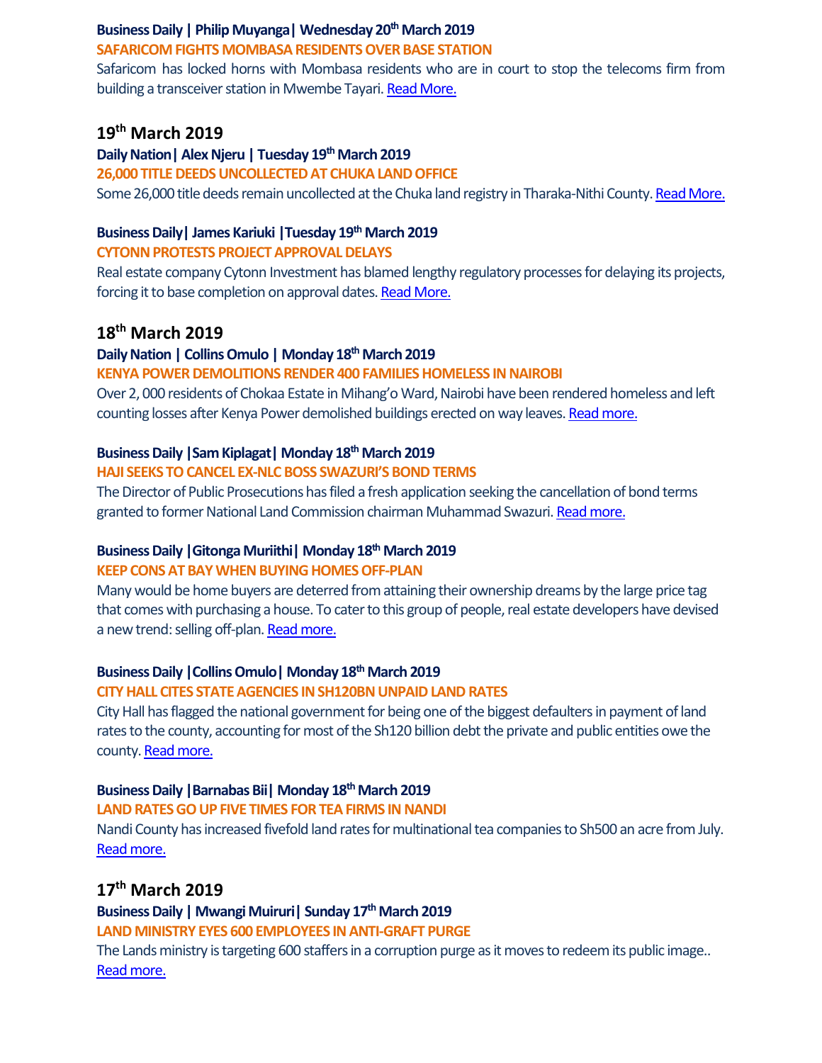**Business Daily | Philip Muyanga| Wednesday 20th March 2019**

**SAFARICOM FIGHTS MOMBASA RESIDENTS OVER BASE STATION**

Safaricom has locked horns with Mombasa residents who are in court to stop the telecoms firm from building a transceiver station in Mwembe Tayari. Read More.

## 19th March 2019

**Daily Nation| Alex Njeru | Tuesday 19th March 2019**

**26,000 TITLE DEEDS UNCOLLECTED AT CHUKA LAND OFFICE**

Some 26,000 title deeds remain uncollected at the Chuka land registry in Tharaka-Nithi County. Read More.

**Business Daily| James Kariuki |Tuesday 19th March 2019**

**CYTONN PROTESTS PROJECT APPROVAL DELAYS**

Real estate company Cytonn Investment has blamed lengthy regulatory processes for delaying its projects, forcing it to base completion on approval dates. Read More.

## 18th March 2019

**Daily Nation | Collins Omulo | Monday 18th March 2019**

**KENYA POWER DEMOLITIONS RENDER 400 FAMILIES HOMELESS IN NAIROBI**

Over 2, 000 residents of Chokaa Estate in Mihang'o Ward, Nairobi have been rendered homeless and left counting losses after Kenya Power demolished buildings erected on way leaves. Read more.

**Business Daily |Sam Kiplagat| Monday 18th March 2019**

**HAJI SEEKS TO CANCEL EX-NLC BOSS SWAZURI'S BOND TERMS**

The Director of Public Prosecutions has filed a fresh application seeking the cancellation of bond terms granted to former National Land Commission chairman Muhammad Swazuri. Read more.

**Business Daily |Gitonga Muriithi| Monday 18th March 2019**

**KEEP CONS AT BAY WHEN BUYING HOMES OFF-PLAN**

Many would be home buyers are deterred from attaining their ownership dreams by the large price tag that comes with purchasing a house. To cater to this group of people, real estate developers have devised a new trend: selling off-plan. Read more.

**Business Daily |Collins Omulo| Monday 18th March 2019**

**CITY HALL CITES STATE AGENCIES IN SH120BN UNPAID LAND RATES**

City Hall has flagged the national government for being one of the biggest defaulters in payment of land rates to the county, accounting for most of the Sh120 billion debt the private and public entities owe the county. Read more.

**Business Daily |Barnabas Bii| Monday 18th March 2019**

**LAND RATES GO UP FIVE TIMES FOR TEA FIRMS IN NANDI**

Nandi County has increased fivefold land rates for multinational tea companies to Sh500 an acre from July. Read more.

## 17th March 2019

**Business Daily | Mwangi Muiruri| Sunday 17th March 2019**

**LAND MINISTRY EYES 600 EMPLOYEES IN ANTI-GRAFT PURGE**

The Lands ministry is targeting 600 staffers in a corruption purge as it moves to redeem its public image.. Read more.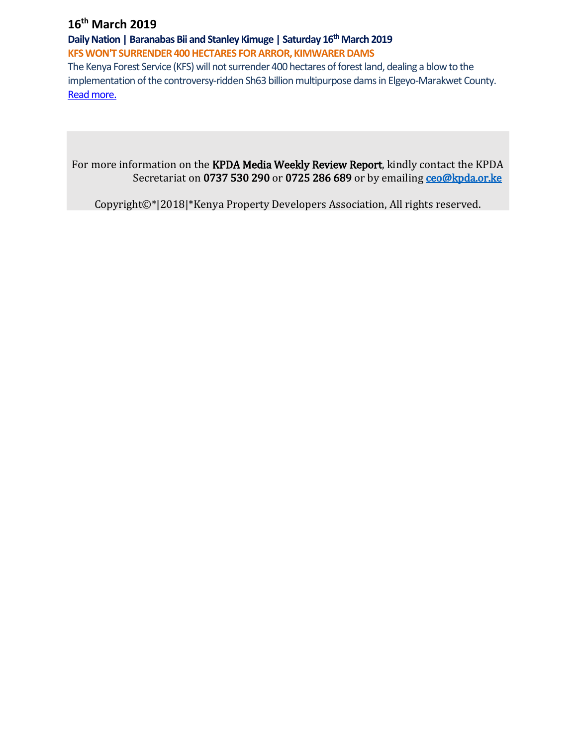## 16th March 2019

**Daily Nation | Baranabas Bii and Stanley Kimuge | Saturday 16th March 2019**

**KFS WON'T SURRENDER 400 HECTARES FOR ARROR, KIMWARER DAMS**

The Kenya Forest Service (KFS) will not surrender 400 hectares of forest land, dealing a blow to the implementation of the controversy-ridden Sh63 billion multipurpose dams in Elgeyo-Marakwet County. Read more.

For more information on the **KPDA Media Weekly Review Report**, kindly contact the KPDA Secretariat on **0737 530 290** or **0725 286 689** or by emailing **ceo@kpda.or.ke**

Copyright©*|2018|*Kenya Property Developers Association, All rights reserved.